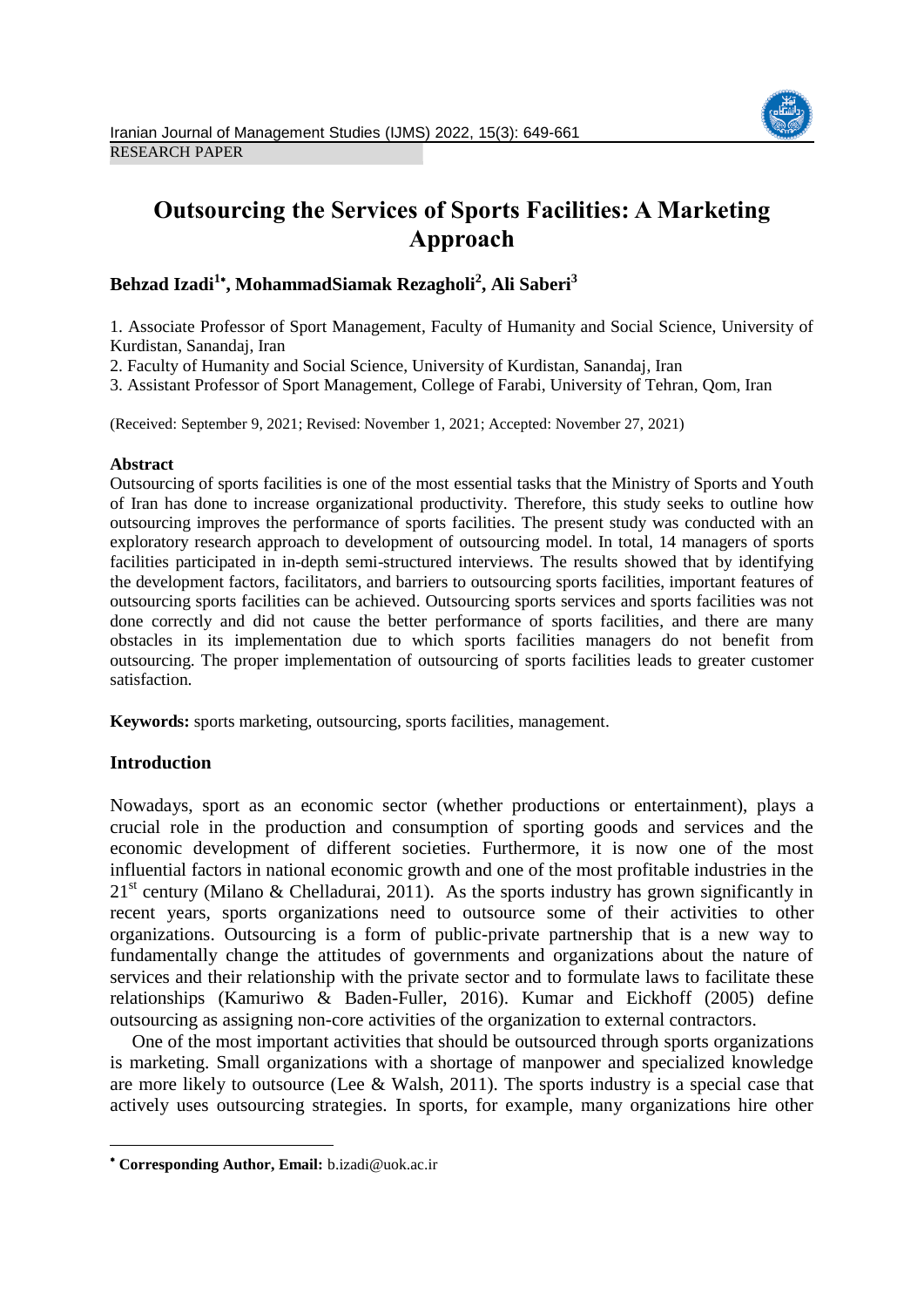RESEARCH PAPER

# Outsourcing the Services of Sports Facilities: A Marketing Approach

**Behzad Izadi[1*], MohammadSiamak Rezagholi[2], Ali Saberi[3]**

1. Associate Professor of Sport Management, Faculty of Humanity and Social Science, University of Kurdistan, Sanandaj, Iran
2. Faculty of Humanity and Social Science, University of Kurdistan, Sanandaj, Iran
3. Assistant Professor of Sport Management, College of Farabi, University of Tehran, Qom, Iran

(Received: September 9, 2021; Revised: November 1, 2021; Accepted: November 27, 2021)

**Abstract**

Outsourcing of sports facilities is one of the most essential tasks that the Ministry of Sports and Youth of Iran has done to increase organizational productivity. Therefore, this study seeks to outline how outsourcing improves the performance of sports facilities. The present study was conducted with an exploratory research approach to development of outsourcing model. In total, 14 managers of sports facilities participated in in-depth semi-structured interviews. The results showed that by identifying the development factors, facilitators, and barriers to outsourcing sports facilities, important features of outsourcing sports facilities can be achieved. Outsourcing sports services and sports facilities was not done correctly and did not cause the better performance of sports facilities, and there are many obstacles in its implementation due to which sports facilities managers do not benefit from outsourcing. The proper implementation of outsourcing of sports facilities leads to greater customer satisfaction.

**Keywords:** sports marketing, outsourcing, sports facilities, management.

## Introduction

Nowadays, sport as an economic sector (whether productions or entertainment), plays a crucial role in the production and consumption of sporting goods and services and the economic development of different societies. Furthermore, it is now one of the most influential factors in national economic growth and one of the most profitable industries in the 21st century (Milano & Chelladurai, 2011). As the sports industry has grown significantly in recent years, sports organizations need to outsource some of their activities to other organizations. Outsourcing is a form of public-private partnership that is a new way to fundamentally change the attitudes of governments and organizations about the nature of services and their relationship with the private sector and to formulate laws to facilitate these relationships (Kamuriwo & Baden-Fuller, 2016). Kumar and Eickhoff (2005) define outsourcing as assigning non-core activities of the organization to external contractors.

One of the most important activities that should be outsourced through sports organizations is marketing. Small organizations with a shortage of manpower and specialized knowledge are more likely to outsource (Lee & Walsh, 2011). The sports industry is a special case that actively uses outsourcing strategies. In sports, for example, many organizations hire other

---

[*] **Corresponding Author, Email:** b.izadi@uok.ac.ir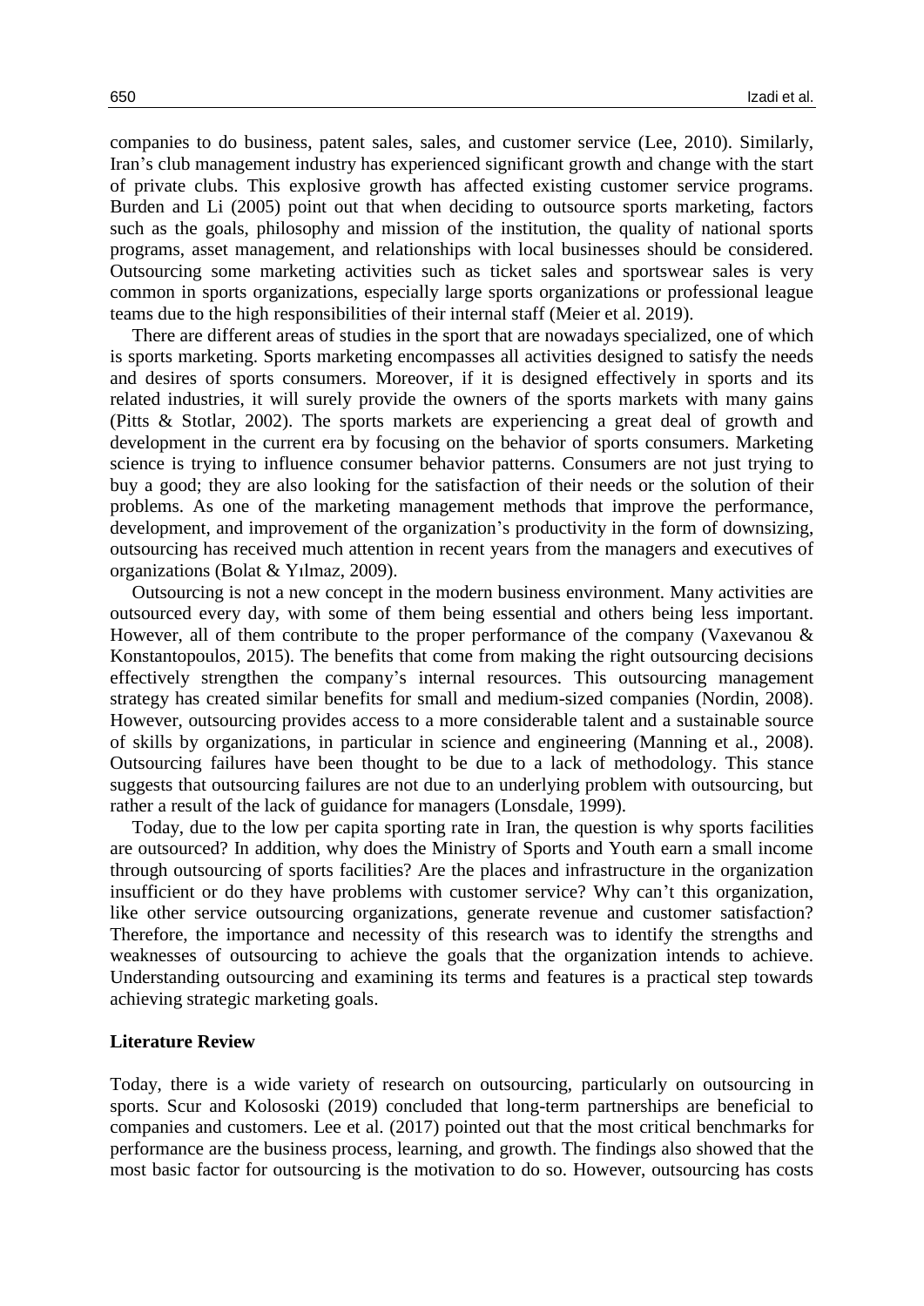companies to do business, patent sales, sales, and customer service (Lee, 2010). Similarly, Iran's club management industry has experienced significant growth and change with the start of private clubs. This explosive growth has affected existing customer service programs. Burden and Li (2005) point out that when deciding to outsource sports marketing, factors such as the goals, philosophy and mission of the institution, the quality of national sports programs, asset management, and relationships with local businesses should be considered. Outsourcing some marketing activities such as ticket sales and sportswear sales is very common in sports organizations, especially large sports organizations or professional league teams due to the high responsibilities of their internal staff (Meier et al. 2019).

There are different areas of studies in the sport that are nowadays specialized, one of which is sports marketing. Sports marketing encompasses all activities designed to satisfy the needs and desires of sports consumers. Moreover, if it is designed effectively in sports and its related industries, it will surely provide the owners of the sports markets with many gains (Pitts & Stotlar, 2002). The sports markets are experiencing a great deal of growth and development in the current era by focusing on the behavior of sports consumers. Marketing science is trying to influence consumer behavior patterns. Consumers are not just trying to buy a good; they are also looking for the satisfaction of their needs or the solution of their problems. As one of the marketing management methods that improve the performance, development, and improvement of the organization's productivity in the form of downsizing, outsourcing has received much attention in recent years from the managers and executives of organizations (Bolat & Yılmaz, 2009).

Outsourcing is not a new concept in the modern business environment. Many activities are outsourced every day, with some of them being essential and others being less important. However, all of them contribute to the proper performance of the company (Vaxevanou & Konstantopoulos, 2015). The benefits that come from making the right outsourcing decisions effectively strengthen the company's internal resources. This outsourcing management strategy has created similar benefits for small and medium-sized companies (Nordin, 2008). However, outsourcing provides access to a more considerable talent and a sustainable source of skills by organizations, in particular in science and engineering (Manning et al., 2008). Outsourcing failures have been thought to be due to a lack of methodology. This stance suggests that outsourcing failures are not due to an underlying problem with outsourcing, but rather a result of the lack of guidance for managers (Lonsdale, 1999).

Today, due to the low per capita sporting rate in Iran, the question is why sports facilities are outsourced? In addition, why does the Ministry of Sports and Youth earn a small income through outsourcing of sports facilities? Are the places and infrastructure in the organization insufficient or do they have problems with customer service? Why can't this organization, like other service outsourcing organizations, generate revenue and customer satisfaction? Therefore, the importance and necessity of this research was to identify the strengths and weaknesses of outsourcing to achieve the goals that the organization intends to achieve. Understanding outsourcing and examining its terms and features is a practical step towards achieving strategic marketing goals.

## Literature Review

Today, there is a wide variety of research on outsourcing, particularly on outsourcing in sports. Scur and Kolososki (2019) concluded that long-term partnerships are beneficial to companies and customers. Lee et al. (2017) pointed out that the most critical benchmarks for performance are the business process, learning, and growth. The findings also showed that the most basic factor for outsourcing is the motivation to do so. However, outsourcing has costs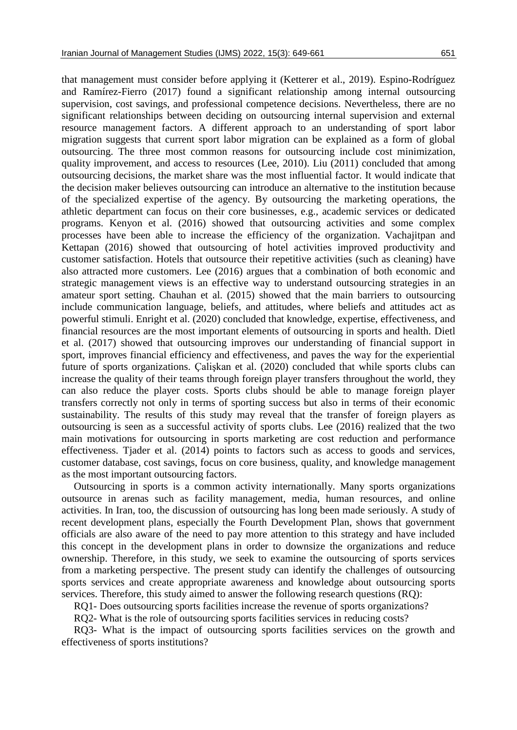that management must consider before applying it (Ketterer et al., 2019). Espino-Rodríguez and Ramírez-Fierro (2017) found a significant relationship among internal outsourcing supervision, cost savings, and professional competence decisions. Nevertheless, there are no significant relationships between deciding on outsourcing internal supervision and external resource management factors. A different approach to an understanding of sport labor migration suggests that current sport labor migration can be explained as a form of global outsourcing. The three most common reasons for outsourcing include cost minimization, quality improvement, and access to resources (Lee, 2010). Liu (2011) concluded that among outsourcing decisions, the market share was the most influential factor. It would indicate that the decision maker believes outsourcing can introduce an alternative to the institution because of the specialized expertise of the agency. By outsourcing the marketing operations, the athletic department can focus on their core businesses, e.g., academic services or dedicated programs. Kenyon et al. (2016) showed that outsourcing activities and some complex processes have been able to increase the efficiency of the organization. Vachajitpan and Kettapan (2016) showed that outsourcing of hotel activities improved productivity and customer satisfaction. Hotels that outsource their repetitive activities (such as cleaning) have also attracted more customers. Lee (2016) argues that a combination of both economic and strategic management views is an effective way to understand outsourcing strategies in an amateur sport setting. Chauhan et al. (2015) showed that the main barriers to outsourcing include communication language, beliefs, and attitudes, where beliefs and attitudes act as powerful stimuli. Enright et al. (2020) concluded that knowledge, expertise, effectiveness, and financial resources are the most important elements of outsourcing in sports and health. Dietl et al. (2017) showed that outsourcing improves our understanding of financial support in sport, improves financial efficiency and effectiveness, and paves the way for the experiential future of sports organizations. Çalişkan et al. (2020) concluded that while sports clubs can increase the quality of their teams through foreign player transfers throughout the world, they can also reduce the player costs. Sports clubs should be able to manage foreign player transfers correctly not only in terms of sporting success but also in terms of their economic sustainability. The results of this study may reveal that the transfer of foreign players as outsourcing is seen as a successful activity of sports clubs. Lee (2016) realized that the two main motivations for outsourcing in sports marketing are cost reduction and performance effectiveness. Tjader et al. (2014) points to factors such as access to goods and services, customer database, cost savings, focus on core business, quality, and knowledge management as the most important outsourcing factors.

Outsourcing in sports is a common activity internationally. Many sports organizations outsource in arenas such as facility management, media, human resources, and online activities. In Iran, too, the discussion of outsourcing has long been made seriously. A study of recent development plans, especially the Fourth Development Plan, shows that government officials are also aware of the need to pay more attention to this strategy and have included this concept in the development plans in order to downsize the organizations and reduce ownership. Therefore, in this study, we seek to examine the outsourcing of sports services from a marketing perspective. The present study can identify the challenges of outsourcing sports services and create appropriate awareness and knowledge about outsourcing sports services. Therefore, this study aimed to answer the following research questions (RQ):

RQ1- Does outsourcing sports facilities increase the revenue of sports organizations?

RQ2- What is the role of outsourcing sports facilities services in reducing costs?

RQ3- What is the impact of outsourcing sports facilities services on the growth and effectiveness of sports institutions?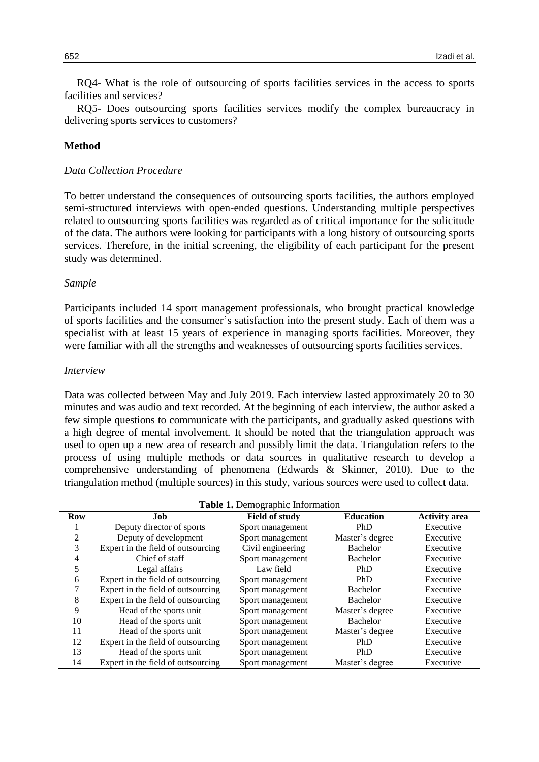RQ4- What is the role of outsourcing of sports facilities services in the access to sports facilities and services?

RQ5- Does outsourcing sports facilities services modify the complex bureaucracy in delivering sports services to customers?

## Method

### *Data Collection Procedure*

To better understand the consequences of outsourcing sports facilities, the authors employed semi-structured interviews with open-ended questions. Understanding multiple perspectives related to outsourcing sports facilities was regarded as of critical importance for the solicitude of the data. The authors were looking for participants with a long history of outsourcing sports services. Therefore, in the initial screening, the eligibility of each participant for the present study was determined.

### *Sample*

Participants included 14 sport management professionals, who brought practical knowledge of sports facilities and the consumer's satisfaction into the present study. Each of them was a specialist with at least 15 years of experience in managing sports facilities. Moreover, they were familiar with all the strengths and weaknesses of outsourcing sports facilities services.

### *Interview*

Data was collected between May and July 2019. Each interview lasted approximately 20 to 30 minutes and was audio and text recorded. At the beginning of each interview, the author asked a few simple questions to communicate with the participants, and gradually asked questions with a high degree of mental involvement. It should be noted that the triangulation approach was used to open up a new area of research and possibly limit the data. Triangulation refers to the process of using multiple methods or data sources in qualitative research to develop a comprehensive understanding of phenomena (Edwards & Skinner, 2010). Due to the triangulation method (multiple sources) in this study, various sources were used to collect data.

**Table 1.** Demographic Information

| Row | Job | Field of study | Education | Activity area |
|---|---|---|---|---|
| 1 | Deputy director of sports | Sport management | PhD | Executive |
| 2 | Deputy of development | Sport management | Master's degree | Executive |
| 3 | Expert in the field of outsourcing | Civil engineering | Bachelor | Executive |
| 4 | Chief of staff | Sport management | Bachelor | Executive |
| 5 | Legal affairs | Law field | PhD | Executive |
| 6 | Expert in the field of outsourcing | Sport management | PhD | Executive |
| 7 | Expert in the field of outsourcing | Sport management | Bachelor | Executive |
| 8 | Expert in the field of outsourcing | Sport management | Bachelor | Executive |
| 9 | Head of the sports unit | Sport management | Master's degree | Executive |
| 10 | Head of the sports unit | Sport management | Bachelor | Executive |
| 11 | Head of the sports unit | Sport management | Master's degree | Executive |
| 12 | Expert in the field of outsourcing | Sport management | PhD | Executive |
| 13 | Head of the sports unit | Sport management | PhD | Executive |
| 14 | Expert in the field of outsourcing | Sport management | Master's degree | Executive |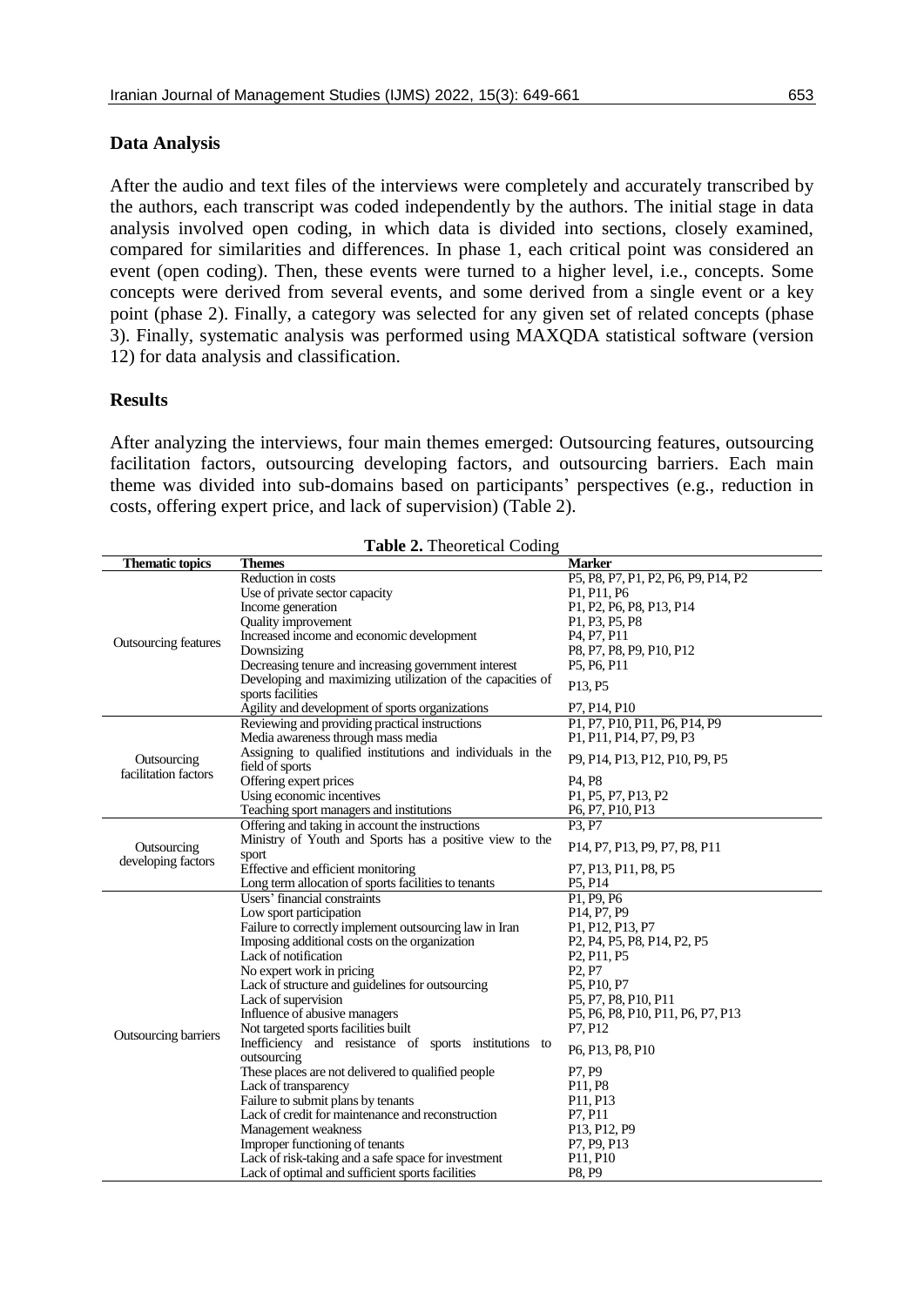## Data Analysis

After the audio and text files of the interviews were completely and accurately transcribed by the authors, each transcript was coded independently by the authors. The initial stage in data analysis involved open coding, in which data is divided into sections, closely examined, compared for similarities and differences. In phase 1, each critical point was considered an event (open coding). Then, these events were turned to a higher level, i.e., concepts. Some concepts were derived from several events, and some derived from a single event or a key point (phase 2). Finally, a category was selected for any given set of related concepts (phase 3). Finally, systematic analysis was performed using MAXQDA statistical software (version 12) for data analysis and classification.

## Results

After analyzing the interviews, four main themes emerged: Outsourcing features, outsourcing facilitation factors, outsourcing developing factors, and outsourcing barriers. Each main theme was divided into sub-domains based on participants' perspectives (e.g., reduction in costs, offering expert price, and lack of supervision) (Table 2).

**Table 2.** Theoretical Coding

| Thematic topics | Themes | Marker |
|---|---|---|
| Outsourcing features | Reduction in costs | P5, P8, P7, P1, P2, P6, P9, P14, P2 |
| | Use of private sector capacity | P1, P11, P6 |
| | Income generation | P1, P2, P6, P8, P13, P14 |
| | Quality improvement | P1, P3, P5, P8 |
| | Increased income and economic development | P4, P7, P11 |
| | Downsizing | P8, P7, P8, P9, P10, P12 |
| | Decreasing tenure and increasing government interest | P5, P6, P11 |
| | Developing and maximizing utilization of the capacities of sports facilities | P13, P5 |
| | Agility and development of sports organizations | P7, P14, P10 |
| Outsourcing facilitation factors | Reviewing and providing practical instructions | P1, P7, P10, P11, P6, P14, P9 |
| | Media awareness through mass media | P1, P11, P14, P7, P9, P3 |
| | Assigning to qualified institutions and individuals in the field of sports | P9, P14, P13, P12, P10, P9, P5 |
| | Offering expert prices | P4, P8 |
| | Using economic incentives | P1, P5, P7, P13, P2 |
| | Teaching sport managers and institutions | P6, P7, P10, P13 |
| Outsourcing developing factors | Offering and taking in account the instructions | P3, P7 |
| | Ministry of Youth and Sports has a positive view to the sport | P14, P7, P13, P9, P7, P8, P11 |
| | Effective and efficient monitoring | P7, P13, P11, P8, P5 |
| | Long term allocation of sports facilities to tenants | P5, P14 |
| Outsourcing barriers | Users' financial constraints | P1, P9, P6 |
| | Low sport participation | P14, P7, P9 |
| | Failure to correctly implement outsourcing law in Iran | P1, P12, P13, P7 |
| | Imposing additional costs on the organization | P2, P4, P5, P8, P14, P2, P5 |
| | Lack of notification | P2, P11, P5 |
| | No expert work in pricing | P2, P7 |
| | Lack of structure and guidelines for outsourcing | P5, P10, P7 |
| | Lack of supervision | P5, P7, P8, P10, P11 |
| | Influence of abusive managers | P5, P6, P8, P10, P11, P6, P7, P13 |
| | Not targeted sports facilities built | P7, P12 |
| | Inefficiency and resistance of sports institutions to outsourcing | P6, P13, P8, P10 |
| | These places are not delivered to qualified people | P7, P9 |
| | Lack of transparency | P11, P8 |
| | Failure to submit plans by tenants | P11, P13 |
| | Lack of credit for maintenance and reconstruction | P7, P11 |
| | Management weakness | P13, P12, P9 |
| | Improper functioning of tenants | P7, P9, P13 |
| | Lack of risk-taking and a safe space for investment | P11, P10 |
| | Lack of optimal and sufficient sports facilities | P8, P9 |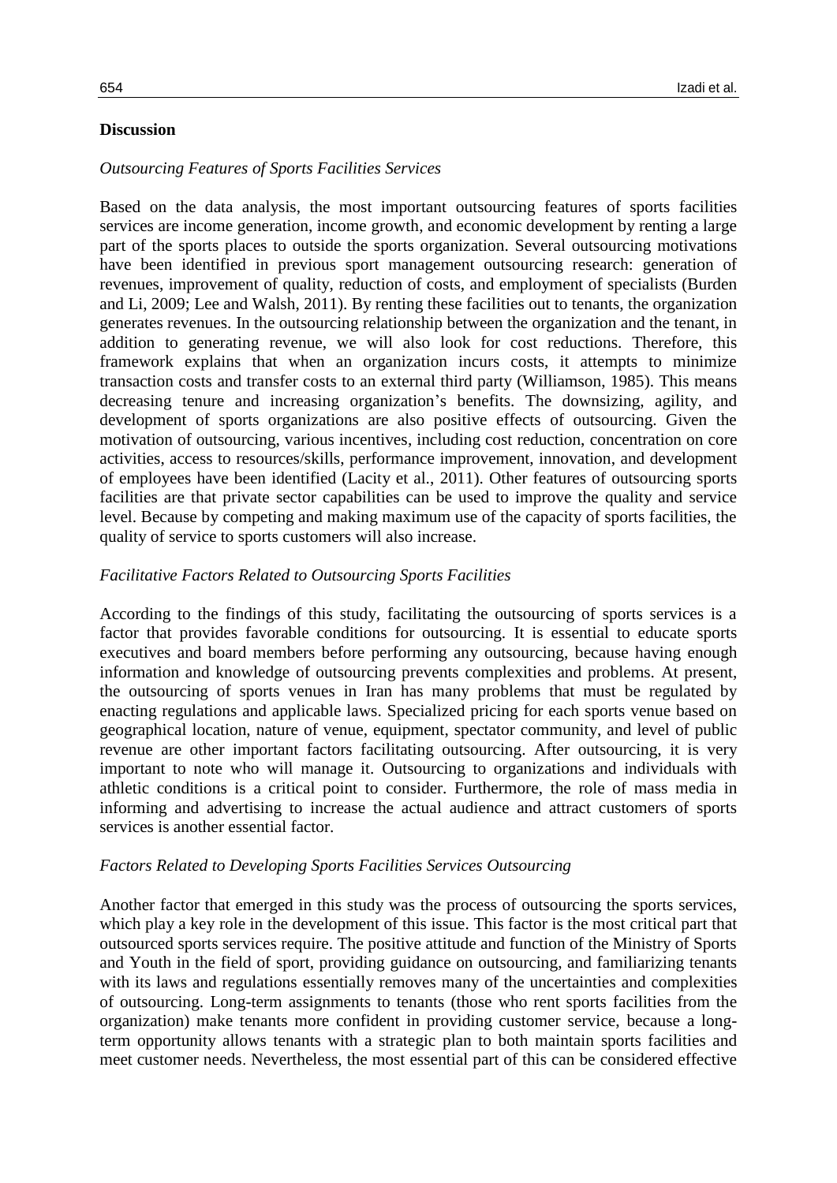## Discussion

### *Outsourcing Features of Sports Facilities Services*

Based on the data analysis, the most important outsourcing features of sports facilities services are income generation, income growth, and economic development by renting a large part of the sports places to outside the sports organization. Several outsourcing motivations have been identified in previous sport management outsourcing research: generation of revenues, improvement of quality, reduction of costs, and employment of specialists (Burden and Li, 2009; Lee and Walsh, 2011). By renting these facilities out to tenants, the organization generates revenues. In the outsourcing relationship between the organization and the tenant, in addition to generating revenue, we will also look for cost reductions. Therefore, this framework explains that when an organization incurs costs, it attempts to minimize transaction costs and transfer costs to an external third party (Williamson, 1985). This means decreasing tenure and increasing organization's benefits. The downsizing, agility, and development of sports organizations are also positive effects of outsourcing. Given the motivation of outsourcing, various incentives, including cost reduction, concentration on core activities, access to resources/skills, performance improvement, innovation, and development of employees have been identified (Lacity et al., 2011). Other features of outsourcing sports facilities are that private sector capabilities can be used to improve the quality and service level. Because by competing and making maximum use of the capacity of sports facilities, the quality of service to sports customers will also increase.

### *Facilitative Factors Related to Outsourcing Sports Facilities*

According to the findings of this study, facilitating the outsourcing of sports services is a factor that provides favorable conditions for outsourcing. It is essential to educate sports executives and board members before performing any outsourcing, because having enough information and knowledge of outsourcing prevents complexities and problems. At present, the outsourcing of sports venues in Iran has many problems that must be regulated by enacting regulations and applicable laws. Specialized pricing for each sports venue based on geographical location, nature of venue, equipment, spectator community, and level of public revenue are other important factors facilitating outsourcing. After outsourcing, it is very important to note who will manage it. Outsourcing to organizations and individuals with athletic conditions is a critical point to consider. Furthermore, the role of mass media in informing and advertising to increase the actual audience and attract customers of sports services is another essential factor.

### *Factors Related to Developing Sports Facilities Services Outsourcing*

Another factor that emerged in this study was the process of outsourcing the sports services, which play a key role in the development of this issue. This factor is the most critical part that outsourced sports services require. The positive attitude and function of the Ministry of Sports and Youth in the field of sport, providing guidance on outsourcing, and familiarizing tenants with its laws and regulations essentially removes many of the uncertainties and complexities of outsourcing. Long-term assignments to tenants (those who rent sports facilities from the organization) make tenants more confident in providing customer service, because a long-term opportunity allows tenants with a strategic plan to both maintain sports facilities and meet customer needs. Nevertheless, the most essential part of this can be considered effective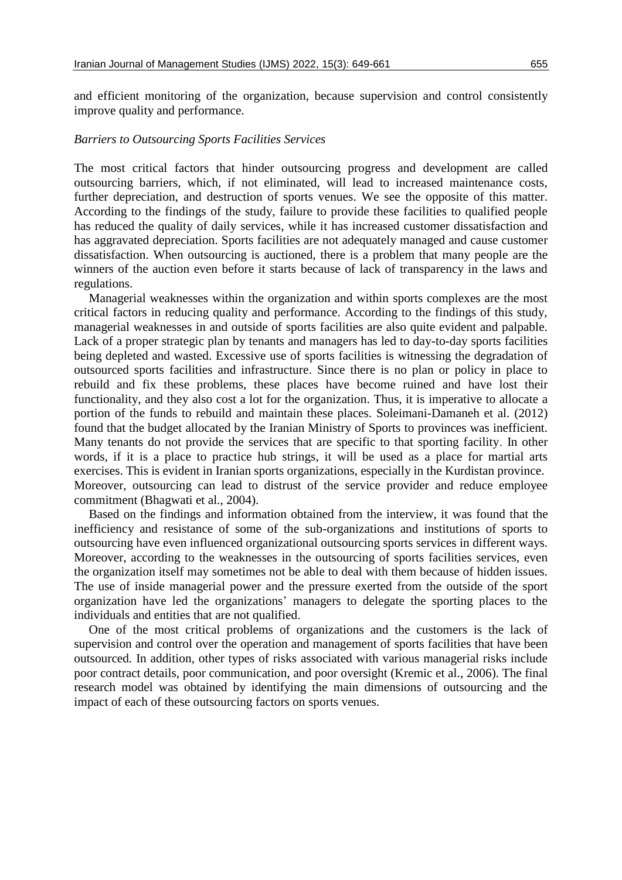and efficient monitoring of the organization, because supervision and control consistently improve quality and performance.

*Barriers to Outsourcing Sports Facilities Services*

The most critical factors that hinder outsourcing progress and development are called outsourcing barriers, which, if not eliminated, will lead to increased maintenance costs, further depreciation, and destruction of sports venues. We see the opposite of this matter. According to the findings of the study, failure to provide these facilities to qualified people has reduced the quality of daily services, while it has increased customer dissatisfaction and has aggravated depreciation. Sports facilities are not adequately managed and cause customer dissatisfaction. When outsourcing is auctioned, there is a problem that many people are the winners of the auction even before it starts because of lack of transparency in the laws and regulations.

Managerial weaknesses within the organization and within sports complexes are the most critical factors in reducing quality and performance. According to the findings of this study, managerial weaknesses in and outside of sports facilities are also quite evident and palpable. Lack of a proper strategic plan by tenants and managers has led to day-to-day sports facilities being depleted and wasted. Excessive use of sports facilities is witnessing the degradation of outsourced sports facilities and infrastructure. Since there is no plan or policy in place to rebuild and fix these problems, these places have become ruined and have lost their functionality, and they also cost a lot for the organization. Thus, it is imperative to allocate a portion of the funds to rebuild and maintain these places. Soleimani-Damaneh et al. (2012) found that the budget allocated by the Iranian Ministry of Sports to provinces was inefficient. Many tenants do not provide the services that are specific to that sporting facility. In other words, if it is a place to practice hub strings, it will be used as a place for martial arts exercises. This is evident in Iranian sports organizations, especially in the Kurdistan province. Moreover, outsourcing can lead to distrust of the service provider and reduce employee commitment (Bhagwati et al., 2004).

Based on the findings and information obtained from the interview, it was found that the inefficiency and resistance of some of the sub-organizations and institutions of sports to outsourcing have even influenced organizational outsourcing sports services in different ways. Moreover, according to the weaknesses in the outsourcing of sports facilities services, even the organization itself may sometimes not be able to deal with them because of hidden issues. The use of inside managerial power and the pressure exerted from the outside of the sport organization have led the organizations' managers to delegate the sporting places to the individuals and entities that are not qualified.

One of the most critical problems of organizations and the customers is the lack of supervision and control over the operation and management of sports facilities that have been outsourced. In addition, other types of risks associated with various managerial risks include poor contract details, poor communication, and poor oversight (Kremic et al., 2006). The final research model was obtained by identifying the main dimensions of outsourcing and the impact of each of these outsourcing factors on sports venues.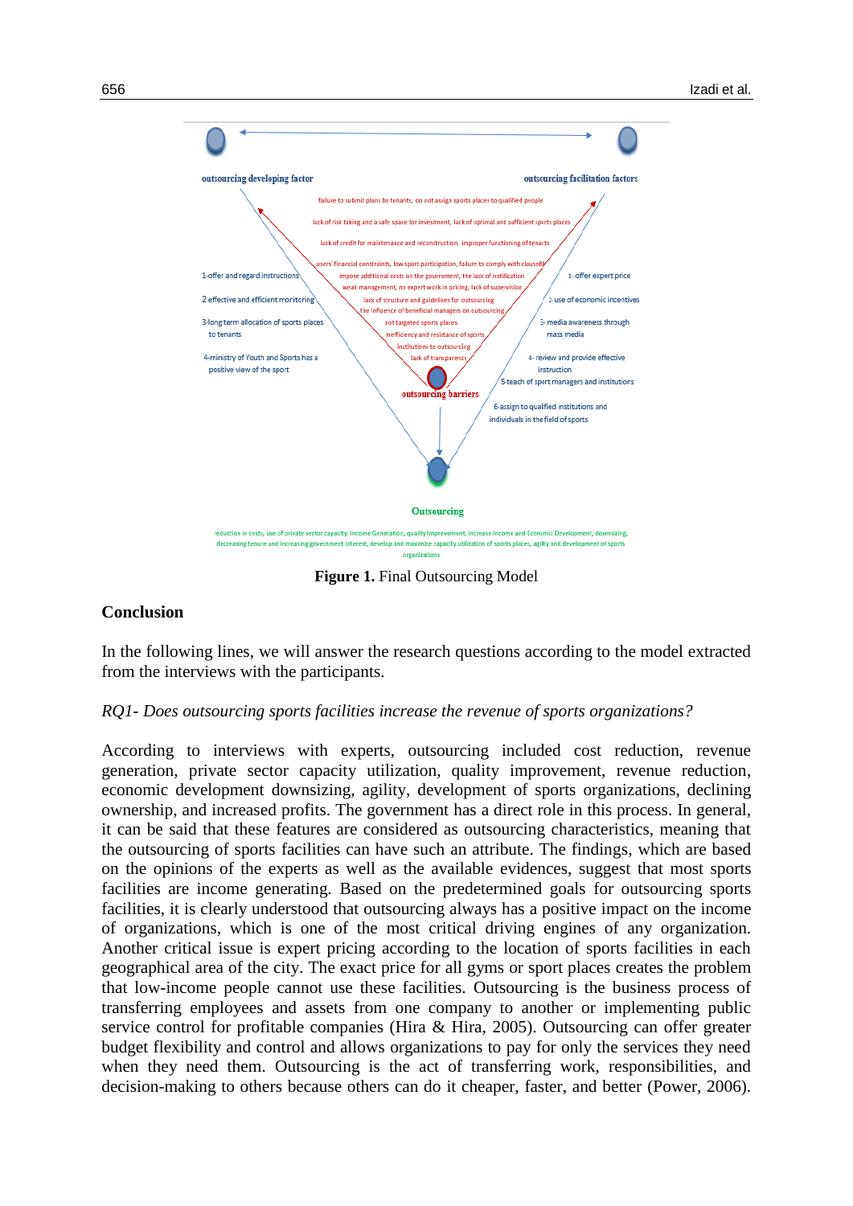outsourcing developing factor

outsourcing facilitation factors

failure to submit plans by tenants, do not assign sports places to qualified people

lack of risk taking and a safe space for investment, lack of optimal and sufficient sports places

lack of credit for maintenance and reconstruction, improper functioning of tenants

users' financial constraints, low sport participation, failure to comply with clause8

impose additional costs on the government, the lack of notification

weak management, no expert work in pricing, lack of supervision

lack of structure and guidelines for outsourcing

the influence of beneficial managers on outsourcing

not targeted sports places

inefficiency and resistance of sports institutions to outsourcing

lack of transparency

1-offer and regard instructions

2 effective and efficient monitoring

3-long term allocation of sports places to tenants

4-ministry of Youth and Sports has a positive view of the sport

1-offer expert price

2-use of economic incentives

3- media awareness through mass media

4- review and provide effective instruction

5-teach of sport managers and institutions

6-assign to qualified institutions and individuals in the field of sports

outsourcing barriers

Outsourcing

reduction in costs, use of private sector capacity, income Generation, quality Improvement, increase Income and Economic Development, downsizing, decreasing tenure and increasing government interest, develop and maximize capacity utilization of sports places, agility and development of sports organizations

**Figure 1.** Final Outsourcing Model

## Conclusion

In the following lines, we will answer the research questions according to the model extracted from the interviews with the participants.

*RQ1- Does outsourcing sports facilities increase the revenue of sports organizations?*

According to interviews with experts, outsourcing included cost reduction, revenue generation, private sector capacity utilization, quality improvement, revenue reduction, economic development downsizing, agility, development of sports organizations, declining ownership, and increased profits. The government has a direct role in this process. In general, it can be said that these features are considered as outsourcing characteristics, meaning that the outsourcing of sports facilities can have such an attribute. The findings, which are based on the opinions of the experts as well as the available evidences, suggest that most sports facilities are income generating. Based on the predetermined goals for outsourcing sports facilities, it is clearly understood that outsourcing always has a positive impact on the income of organizations, which is one of the most critical driving engines of any organization. Another critical issue is expert pricing according to the location of sports facilities in each geographical area of the city. The exact price for all gyms or sport places creates the problem that low-income people cannot use these facilities. Outsourcing is the business process of transferring employees and assets from one company to another or implementing public service control for profitable companies (Hira & Hira, 2005). Outsourcing can offer greater budget flexibility and control and allows organizations to pay for only the services they need when they need them. Outsourcing is the act of transferring work, responsibilities, and decision-making to others because others can do it cheaper, faster, and better (Power, 2006).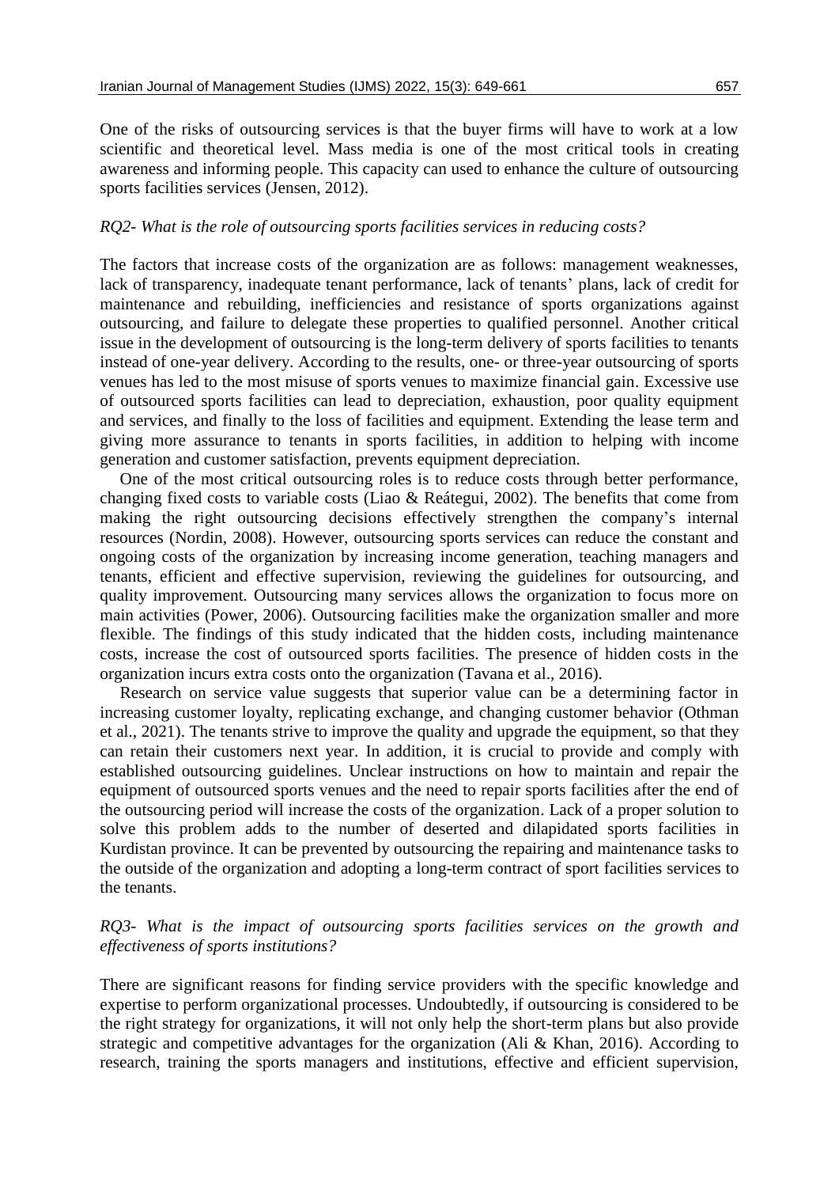One of the risks of outsourcing services is that the buyer firms will have to work at a low scientific and theoretical level. Mass media is one of the most critical tools in creating awareness and informing people. This capacity can used to enhance the culture of outsourcing sports facilities services (Jensen, 2012).

*RQ2- What is the role of outsourcing sports facilities services in reducing costs?*

The factors that increase costs of the organization are as follows: management weaknesses, lack of transparency, inadequate tenant performance, lack of tenants' plans, lack of credit for maintenance and rebuilding, inefficiencies and resistance of sports organizations against outsourcing, and failure to delegate these properties to qualified personnel. Another critical issue in the development of outsourcing is the long-term delivery of sports facilities to tenants instead of one-year delivery. According to the results, one- or three-year outsourcing of sports venues has led to the most misuse of sports venues to maximize financial gain. Excessive use of outsourced sports facilities can lead to depreciation, exhaustion, poor quality equipment and services, and finally to the loss of facilities and equipment. Extending the lease term and giving more assurance to tenants in sports facilities, in addition to helping with income generation and customer satisfaction, prevents equipment depreciation.

One of the most critical outsourcing roles is to reduce costs through better performance, changing fixed costs to variable costs (Liao & Reátegui, 2002). The benefits that come from making the right outsourcing decisions effectively strengthen the company's internal resources (Nordin, 2008). However, outsourcing sports services can reduce the constant and ongoing costs of the organization by increasing income generation, teaching managers and tenants, efficient and effective supervision, reviewing the guidelines for outsourcing, and quality improvement. Outsourcing many services allows the organization to focus more on main activities (Power, 2006). Outsourcing facilities make the organization smaller and more flexible. The findings of this study indicated that the hidden costs, including maintenance costs, increase the cost of outsourced sports facilities. The presence of hidden costs in the organization incurs extra costs onto the organization (Tavana et al., 2016).

Research on service value suggests that superior value can be a determining factor in increasing customer loyalty, replicating exchange, and changing customer behavior (Othman et al., 2021). The tenants strive to improve the quality and upgrade the equipment, so that they can retain their customers next year. In addition, it is crucial to provide and comply with established outsourcing guidelines. Unclear instructions on how to maintain and repair the equipment of outsourced sports venues and the need to repair sports facilities after the end of the outsourcing period will increase the costs of the organization. Lack of a proper solution to solve this problem adds to the number of deserted and dilapidated sports facilities in Kurdistan province. It can be prevented by outsourcing the repairing and maintenance tasks to the outside of the organization and adopting a long-term contract of sport facilities services to the tenants.

*RQ3- What is the impact of outsourcing sports facilities services on the growth and effectiveness of sports institutions?*

There are significant reasons for finding service providers with the specific knowledge and expertise to perform organizational processes. Undoubtedly, if outsourcing is considered to be the right strategy for organizations, it will not only help the short-term plans but also provide strategic and competitive advantages for the organization (Ali & Khan, 2016). According to research, training the sports managers and institutions, effective and efficient supervision,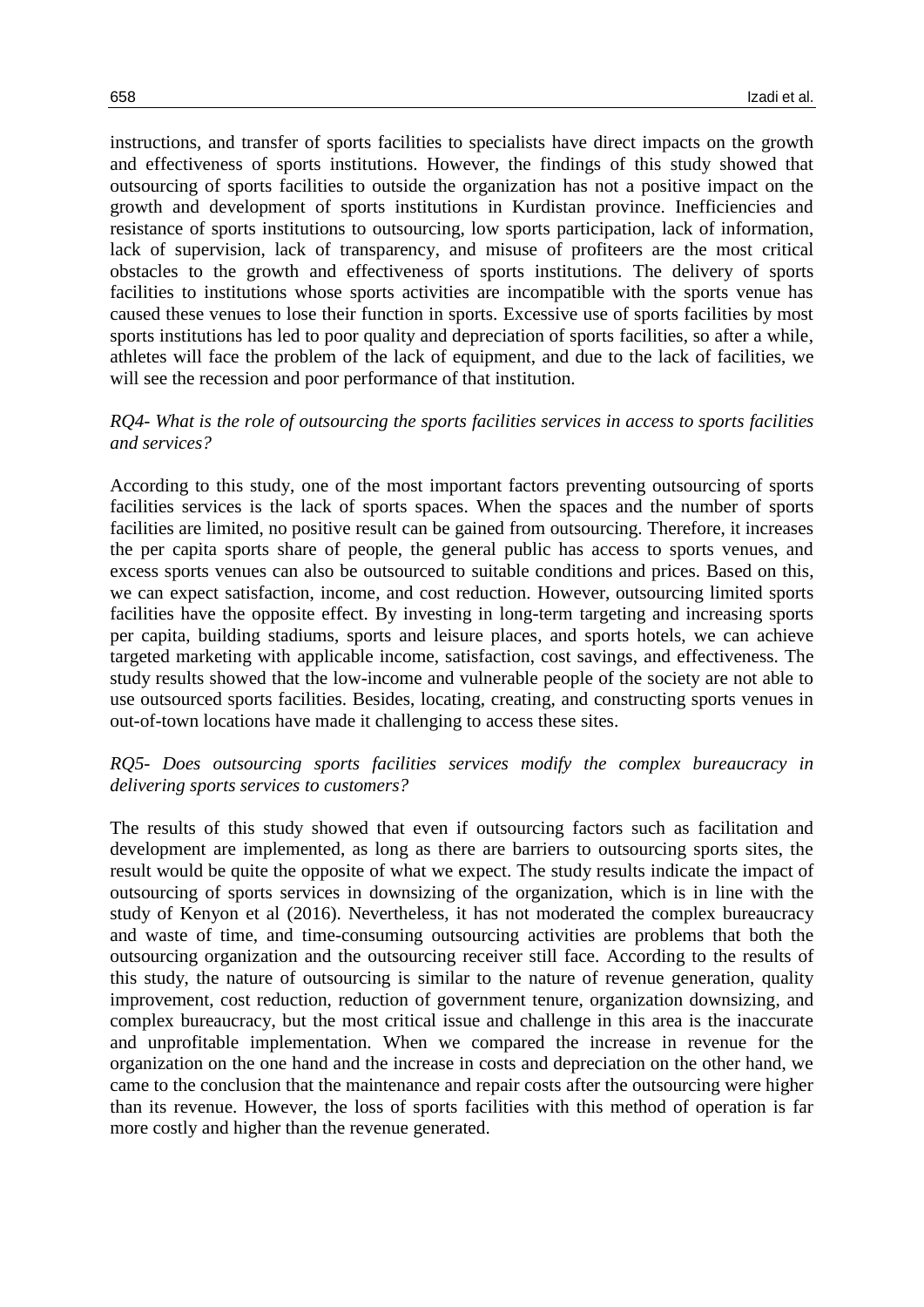instructions, and transfer of sports facilities to specialists have direct impacts on the growth and effectiveness of sports institutions. However, the findings of this study showed that outsourcing of sports facilities to outside the organization has not a positive impact on the growth and development of sports institutions in Kurdistan province. Inefficiencies and resistance of sports institutions to outsourcing, low sports participation, lack of information, lack of supervision, lack of transparency, and misuse of profiteers are the most critical obstacles to the growth and effectiveness of sports institutions. The delivery of sports facilities to institutions whose sports activities are incompatible with the sports venue has caused these venues to lose their function in sports. Excessive use of sports facilities by most sports institutions has led to poor quality and depreciation of sports facilities, so after a while, athletes will face the problem of the lack of equipment, and due to the lack of facilities, we will see the recession and poor performance of that institution.

*RQ4- What is the role of outsourcing the sports facilities services in access to sports facilities and services?*

According to this study, one of the most important factors preventing outsourcing of sports facilities services is the lack of sports spaces. When the spaces and the number of sports facilities are limited, no positive result can be gained from outsourcing. Therefore, it increases the per capita sports share of people, the general public has access to sports venues, and excess sports venues can also be outsourced to suitable conditions and prices. Based on this, we can expect satisfaction, income, and cost reduction. However, outsourcing limited sports facilities have the opposite effect. By investing in long-term targeting and increasing sports per capita, building stadiums, sports and leisure places, and sports hotels, we can achieve targeted marketing with applicable income, satisfaction, cost savings, and effectiveness. The study results showed that the low-income and vulnerable people of the society are not able to use outsourced sports facilities. Besides, locating, creating, and constructing sports venues in out-of-town locations have made it challenging to access these sites.

*RQ5- Does outsourcing sports facilities services modify the complex bureaucracy in delivering sports services to customers?*

The results of this study showed that even if outsourcing factors such as facilitation and development are implemented, as long as there are barriers to outsourcing sports sites, the result would be quite the opposite of what we expect. The study results indicate the impact of outsourcing of sports services in downsizing of the organization, which is in line with the study of Kenyon et al (2016). Nevertheless, it has not moderated the complex bureaucracy and waste of time, and time-consuming outsourcing activities are problems that both the outsourcing organization and the outsourcing receiver still face. According to the results of this study, the nature of outsourcing is similar to the nature of revenue generation, quality improvement, cost reduction, reduction of government tenure, organization downsizing, and complex bureaucracy, but the most critical issue and challenge in this area is the inaccurate and unprofitable implementation. When we compared the increase in revenue for the organization on the one hand and the increase in costs and depreciation on the other hand, we came to the conclusion that the maintenance and repair costs after the outsourcing were higher than its revenue. However, the loss of sports facilities with this method of operation is far more costly and higher than the revenue generated.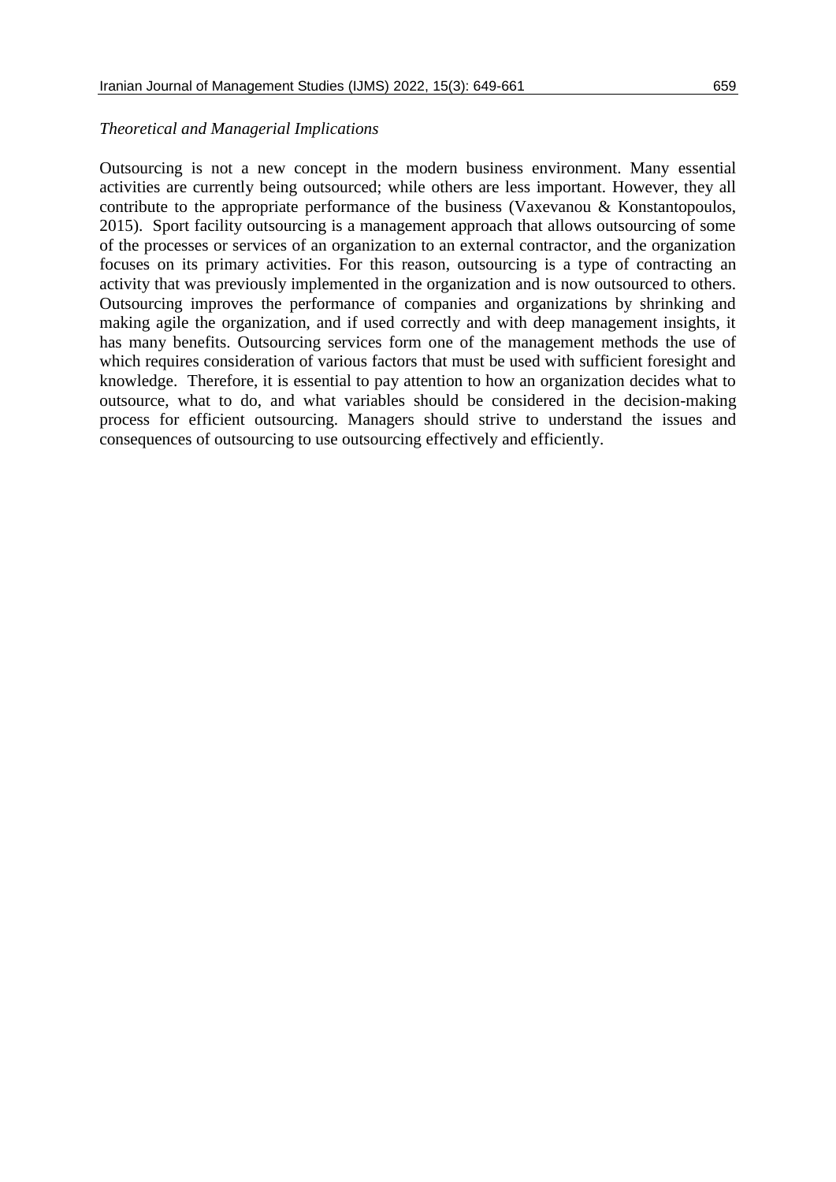*Theoretical and Managerial Implications*

Outsourcing is not a new concept in the modern business environment. Many essential activities are currently being outsourced; while others are less important. However, they all contribute to the appropriate performance of the business (Vaxevanou & Konstantopoulos, 2015). Sport facility outsourcing is a management approach that allows outsourcing of some of the processes or services of an organization to an external contractor, and the organization focuses on its primary activities. For this reason, outsourcing is a type of contracting an activity that was previously implemented in the organization and is now outsourced to others. Outsourcing improves the performance of companies and organizations by shrinking and making agile the organization, and if used correctly and with deep management insights, it has many benefits. Outsourcing services form one of the management methods the use of which requires consideration of various factors that must be used with sufficient foresight and knowledge. Therefore, it is essential to pay attention to how an organization decides what to outsource, what to do, and what variables should be considered in the decision-making process for efficient outsourcing. Managers should strive to understand the issues and consequences of outsourcing to use outsourcing effectively and efficiently.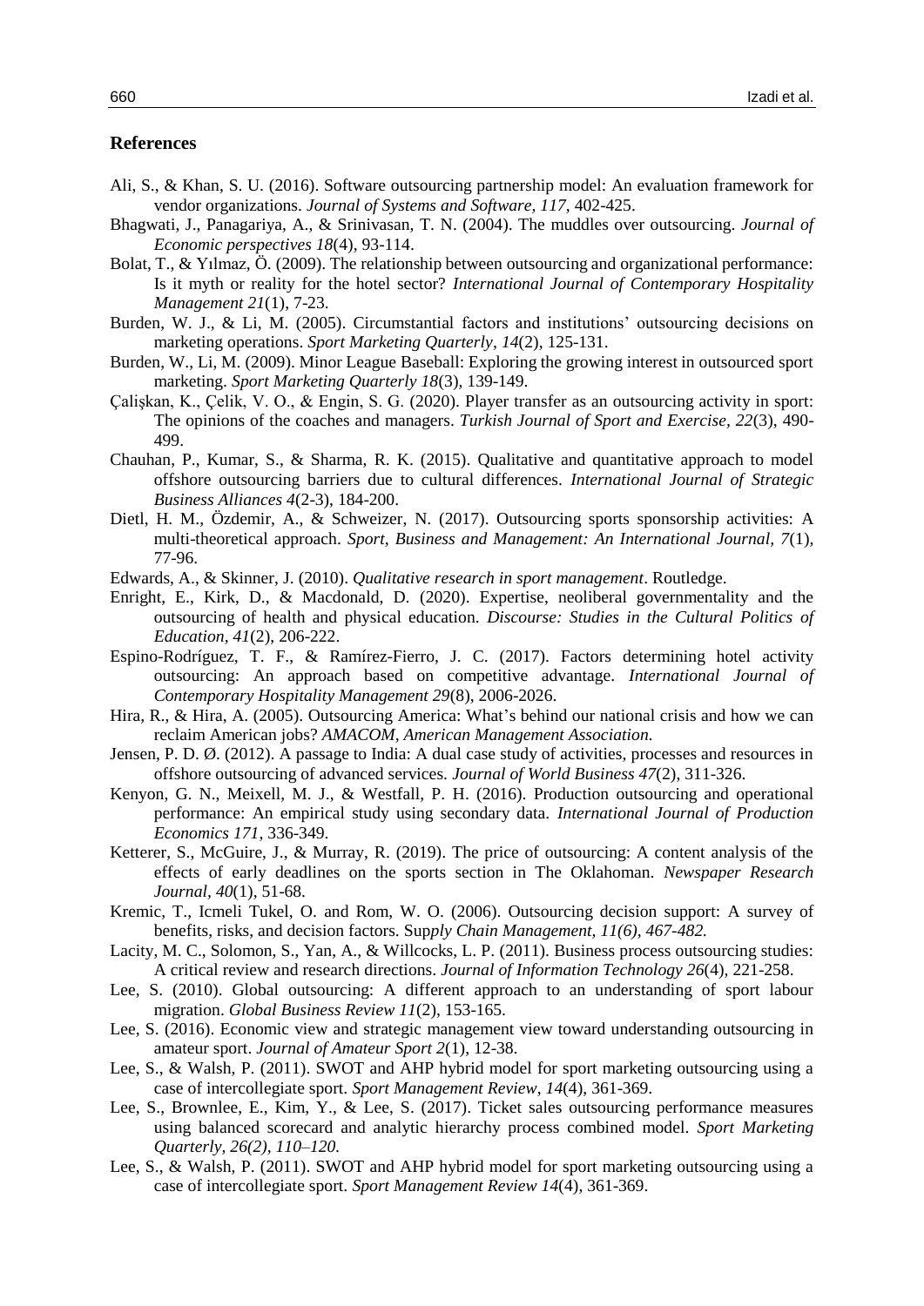## References

Ali, S., & Khan, S. U. (2016). Software outsourcing partnership model: An evaluation framework for vendor organizations. *Journal of Systems and Software, 117*, 402-425.

Bhagwati, J., Panagariya, A., & Srinivasan, T. N. (2004). The muddles over outsourcing. *Journal of Economic perspectives 18*(4), 93-114.

Bolat, T., & Yılmaz, Ö. (2009). The relationship between outsourcing and organizational performance: Is it myth or reality for the hotel sector? *International Journal of Contemporary Hospitality Management 21*(1), 7-23.

Burden, W. J., & Li, M. (2005). Circumstantial factors and institutions' outsourcing decisions on marketing operations. *Sport Marketing Quarterly, 14*(2), 125-131.

Burden, W., Li, M. (2009). Minor League Baseball: Exploring the growing interest in outsourced sport marketing. *Sport Marketing Quarterly 18*(3), 139-149.

Çalişkan, K., Çelik, V. O., & Engin, S. G. (2020). Player transfer as an outsourcing activity in sport: The opinions of the coaches and managers. *Turkish Journal of Sport and Exercise, 22*(3), 490-499.

Chauhan, P., Kumar, S., & Sharma, R. K. (2015). Qualitative and quantitative approach to model offshore outsourcing barriers due to cultural differences. *International Journal of Strategic Business Alliances 4*(2-3), 184-200.

Dietl, H. M., Özdemir, A., & Schweizer, N. (2017). Outsourcing sports sponsorship activities: A multi-theoretical approach. *Sport, Business and Management: An International Journal, 7*(1), 77-96.

Edwards, A., & Skinner, J. (2010). *Qualitative research in sport management*. Routledge.

Enright, E., Kirk, D., & Macdonald, D. (2020). Expertise, neoliberal governmentality and the outsourcing of health and physical education. *Discourse: Studies in the Cultural Politics of Education, 41*(2), 206-222.

Espino-Rodríguez, T. F., & Ramírez-Fierro, J. C. (2017). Factors determining hotel activity outsourcing: An approach based on competitive advantage. *International Journal of Contemporary Hospitality Management 29*(8), 2006-2026.

Hira, R., & Hira, A. (2005). Outsourcing America: What's behind our national crisis and how we can reclaim American jobs? *AMACOM, American Management Association.*

Jensen, P. D. Ø. (2012). A passage to India: A dual case study of activities, processes and resources in offshore outsourcing of advanced services. *Journal of World Business 47*(2), 311-326.

Kenyon, G. N., Meixell, M. J., & Westfall, P. H. (2016). Production outsourcing and operational performance: An empirical study using secondary data. *International Journal of Production Economics 171*, 336-349.

Ketterer, S., McGuire, J., & Murray, R. (2019). The price of outsourcing: A content analysis of the effects of early deadlines on the sports section in The Oklahoman. *Newspaper Research Journal, 40*(1), 51-68.

Kremic, T., Icmeli Tukel, O. and Rom, W. O. (2006). Outsourcing decision support: A survey of benefits, risks, and decision factors. *Supply Chain Management, 11(6), 467-482.*

Lacity, M. C., Solomon, S., Yan, A., & Willcocks, L. P. (2011). Business process outsourcing studies: A critical review and research directions. *Journal of Information Technology 26*(4), 221-258.

Lee, S. (2010). Global outsourcing: A different approach to an understanding of sport labour migration. *Global Business Review 11*(2), 153-165.

Lee, S. (2016). Economic view and strategic management view toward understanding outsourcing in amateur sport. *Journal of Amateur Sport 2*(1), 12-38.

Lee, S., & Walsh, P. (2011). SWOT and AHP hybrid model for sport marketing outsourcing using a case of intercollegiate sport. *Sport Management Review, 14*(4), 361-369.

Lee, S., Brownlee, E., Kim, Y., & Lee, S. (2017). Ticket sales outsourcing performance measures using balanced scorecard and analytic hierarchy process combined model. *Sport Marketing Quarterly, 26(2), 110–120.*

Lee, S., & Walsh, P. (2011). SWOT and AHP hybrid model for sport marketing outsourcing using a case of intercollegiate sport. *Sport Management Review 14*(4), 361-369.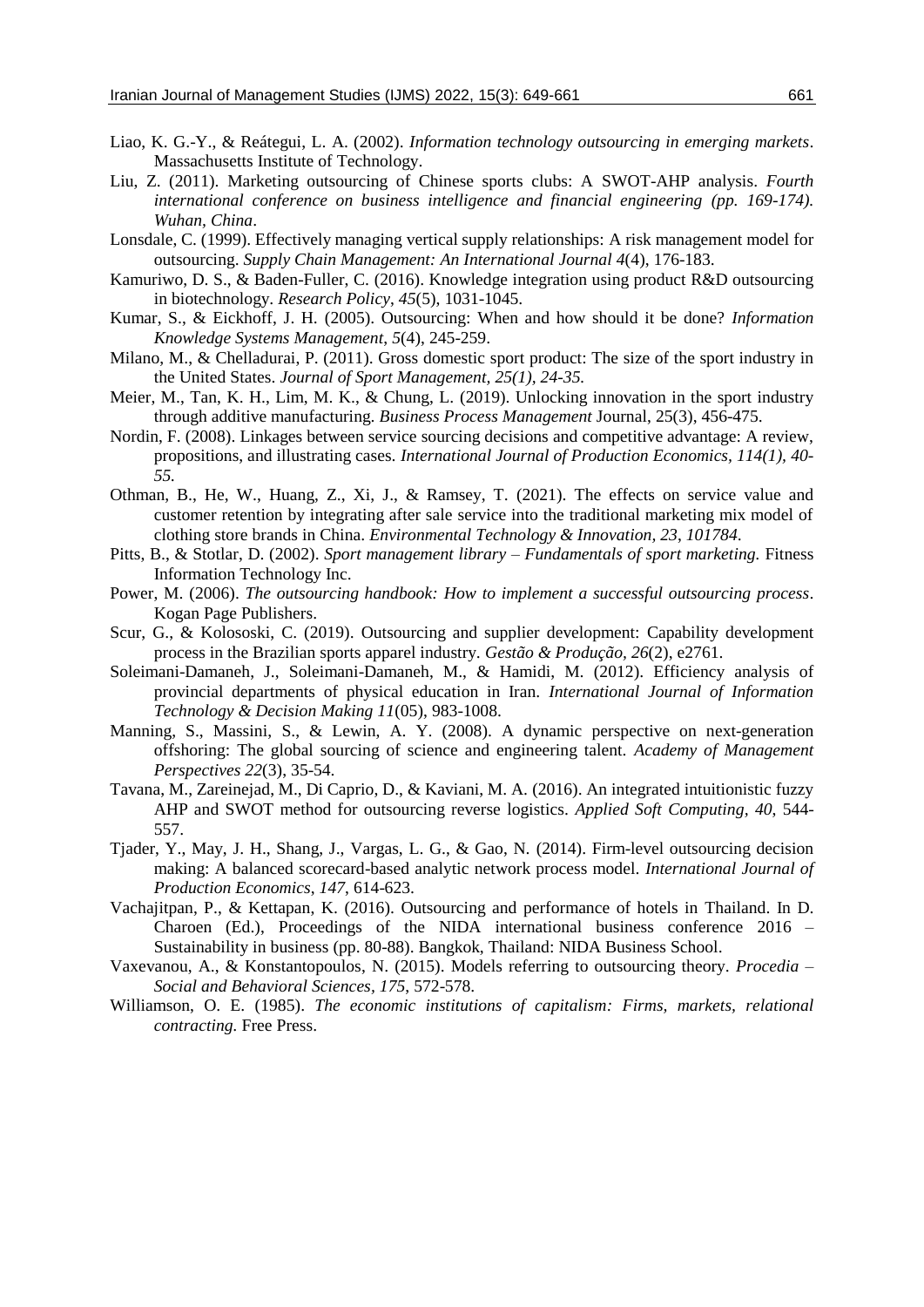Liao, K. G.-Y., & Reátegui, L. A. (2002). *Information technology outsourcing in emerging markets*. Massachusetts Institute of Technology.

Liu, Z. (2011). Marketing outsourcing of Chinese sports clubs: A SWOT-AHP analysis. *Fourth international conference on business intelligence and financial engineering (pp. 169-174). Wuhan, China*.

Lonsdale, C. (1999). Effectively managing vertical supply relationships: A risk management model for outsourcing. *Supply Chain Management: An International Journal 4*(4), 176-183.

Kamuriwo, D. S., & Baden-Fuller, C. (2016). Knowledge integration using product R&D outsourcing in biotechnology. *Research Policy*, *45*(5), 1031-1045.

Kumar, S., & Eickhoff, J. H. (2005). Outsourcing: When and how should it be done? *Information Knowledge Systems Management*, *5*(4), 245-259.

Milano, M., & Chelladurai, P. (2011). Gross domestic sport product: The size of the sport industry in the United States. *Journal of Sport Management, 25(1), 24-35.*

Meier, M., Tan, K. H., Lim, M. K., & Chung, L. (2019). Unlocking innovation in the sport industry through additive manufacturing. *Business Process Management* Journal, 25(3), 456-475.

Nordin, F. (2008). Linkages between service sourcing decisions and competitive advantage: A review, propositions, and illustrating cases. *International Journal of Production Economics, 114(1), 40-55.*

Othman, B., He, W., Huang, Z., Xi, J., & Ramsey, T. (2021). The effects on service value and customer retention by integrating after sale service into the traditional marketing mix model of clothing store brands in China. *Environmental Technology & Innovation, 23, 101784*.

Pitts, B., & Stotlar, D. (2002). *Sport management library – Fundamentals of sport marketing.* Fitness Information Technology Inc.

Power, M. (2006). *The outsourcing handbook: How to implement a successful outsourcing process*. Kogan Page Publishers.

Scur, G., & Kolososki, C. (2019). Outsourcing and supplier development: Capability development process in the Brazilian sports apparel industry. *Gestão & Produção, 26*(2), e2761.

Soleimani-Damaneh, J., Soleimani-Damaneh, M., & Hamidi, M. (2012). Efficiency analysis of provincial departments of physical education in Iran. *International Journal of Information Technology & Decision Making 11*(05), 983-1008.

Manning, S., Massini, S., & Lewin, A. Y. (2008). A dynamic perspective on next-generation offshoring: The global sourcing of science and engineering talent. *Academy of Management Perspectives 22*(3), 35-54.

Tavana, M., Zareinejad, M., Di Caprio, D., & Kaviani, M. A. (2016). An integrated intuitionistic fuzzy AHP and SWOT method for outsourcing reverse logistics. *Applied Soft Computing*, *40*, 544-557.

Tjader, Y., May, J. H., Shang, J., Vargas, L. G., & Gao, N. (2014). Firm-level outsourcing decision making: A balanced scorecard-based analytic network process model. *International Journal of Production Economics*, *147*, 614-623.

Vachajitpan, P., & Kettapan, K. (2016). Outsourcing and performance of hotels in Thailand. In D. Charoen (Ed.), Proceedings of the NIDA international business conference 2016 – Sustainability in business (pp. 80-88). Bangkok, Thailand: NIDA Business School.

Vaxevanou, A., & Konstantopoulos, N. (2015). Models referring to outsourcing theory. *Procedia – Social and Behavioral Sciences, 175*, 572-578.

Williamson, O. E. (1985). *The economic institutions of capitalism: Firms, markets, relational contracting.* Free Press.